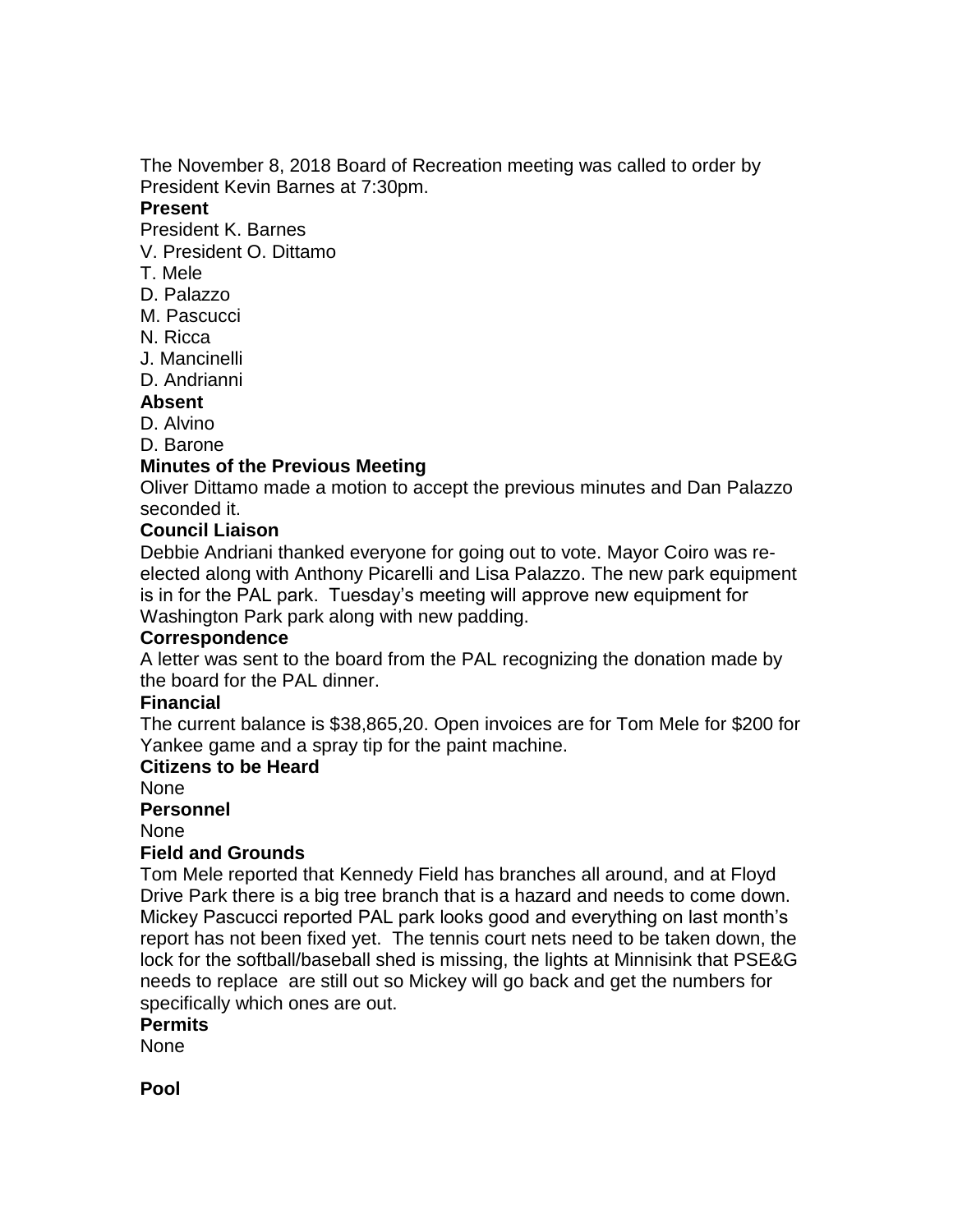The November 8, 2018 Board of Recreation meeting was called to order by President Kevin Barnes at 7:30pm.

**Present**

President K. Barnes

V. President O. Dittamo

T. Mele

D. Palazzo

M. Pascucci

N. Ricca

J. Mancinelli

D. Andrianni

**Absent**

D. Alvino

D. Barone

**Minutes of the Previous Meeting**

Oliver Dittamo made a motion to accept the previous minutes and Dan Palazzo seconded it.

**Council Liaison**

Debbie Andriani thanked everyone for going out to vote. Mayor Coiro was re-elected along with Anthony Picarelli and Lisa Palazzo. The new park equipment is in for the PAL park. Tuesday's meeting will approve new equipment for Washington Park park along with new padding.

**Correspondence**

A letter was sent to the board from the PAL recognizing the donation made by the board for the PAL dinner.

**Financial**

The current balance is $38,865,20. Open invoices are for Tom Mele for $200 for Yankee game and a spray tip for the paint machine.

**Citizens to be Heard**

None

**Personnel**

None

**Field and Grounds**

Tom Mele reported that Kennedy Field has branches all around, and at Floyd Drive Park there is a big tree branch that is a hazard and needs to come down. Mickey Pascucci reported PAL park looks good and everything on last month's report has not been fixed yet. The tennis court nets need to be taken down, the lock for the softball/baseball shed is missing, the lights at Minnisink that PSE&G needs to replace are still out so Mickey will go back and get the numbers for specifically which ones are out.

**Permits**

None

**Pool**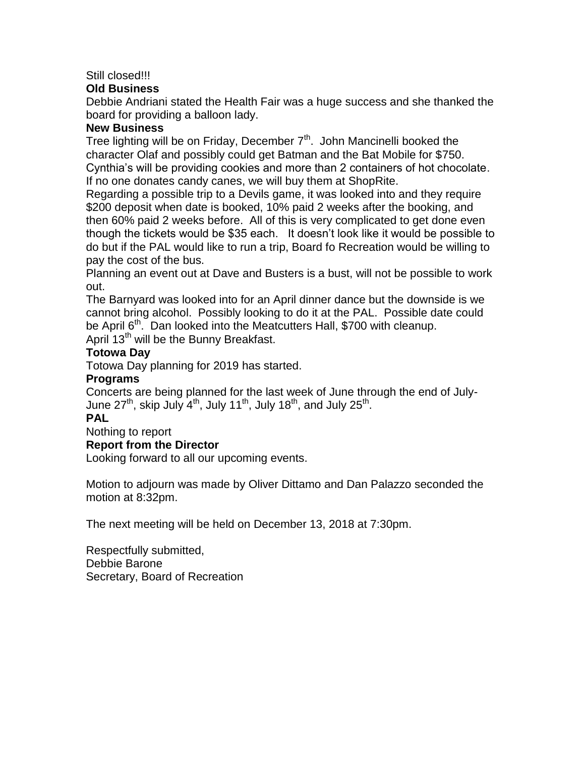Still closed!!!

**Old Business**

Debbie Andriani stated the Health Fair was a huge success and she thanked the board for providing a balloon lady.

**New Business**

Tree lighting will be on Friday, December 7th. John Mancinelli booked the character Olaf and possibly could get Batman and the Bat Mobile for $750. Cynthia's will be providing cookies and more than 2 containers of hot chocolate. If no one donates candy canes, we will buy them at ShopRite.

Regarding a possible trip to a Devils game, it was looked into and they require $200 deposit when date is booked, 10% paid 2 weeks after the booking, and then 60% paid 2 weeks before. All of this is very complicated to get done even though the tickets would be $35 each. It doesn't look like it would be possible to do but if the PAL would like to run a trip, Board fo Recreation would be willing to pay the cost of the bus.

Planning an event out at Dave and Busters is a bust, will not be possible to work out.

The Barnyard was looked into for an April dinner dance but the downside is we cannot bring alcohol. Possibly looking to do it at the PAL. Possible date could be April 6th. Dan looked into the Meatcutters Hall, $700 with cleanup.

April 13th will be the Bunny Breakfast.

**Totowa Day**

Totowa Day planning for 2019 has started.

**Programs**

Concerts are being planned for the last week of June through the end of July-June 27th, skip July 4th, July 11th, July 18th, and July 25th.

**PAL**

Nothing to report

**Report from the Director**

Looking forward to all our upcoming events.

Motion to adjourn was made by Oliver Dittamo and Dan Palazzo seconded the motion at 8:32pm.

The next meeting will be held on December 13, 2018 at 7:30pm.

Respectfully submitted,
Debbie Barone
Secretary, Board of Recreation